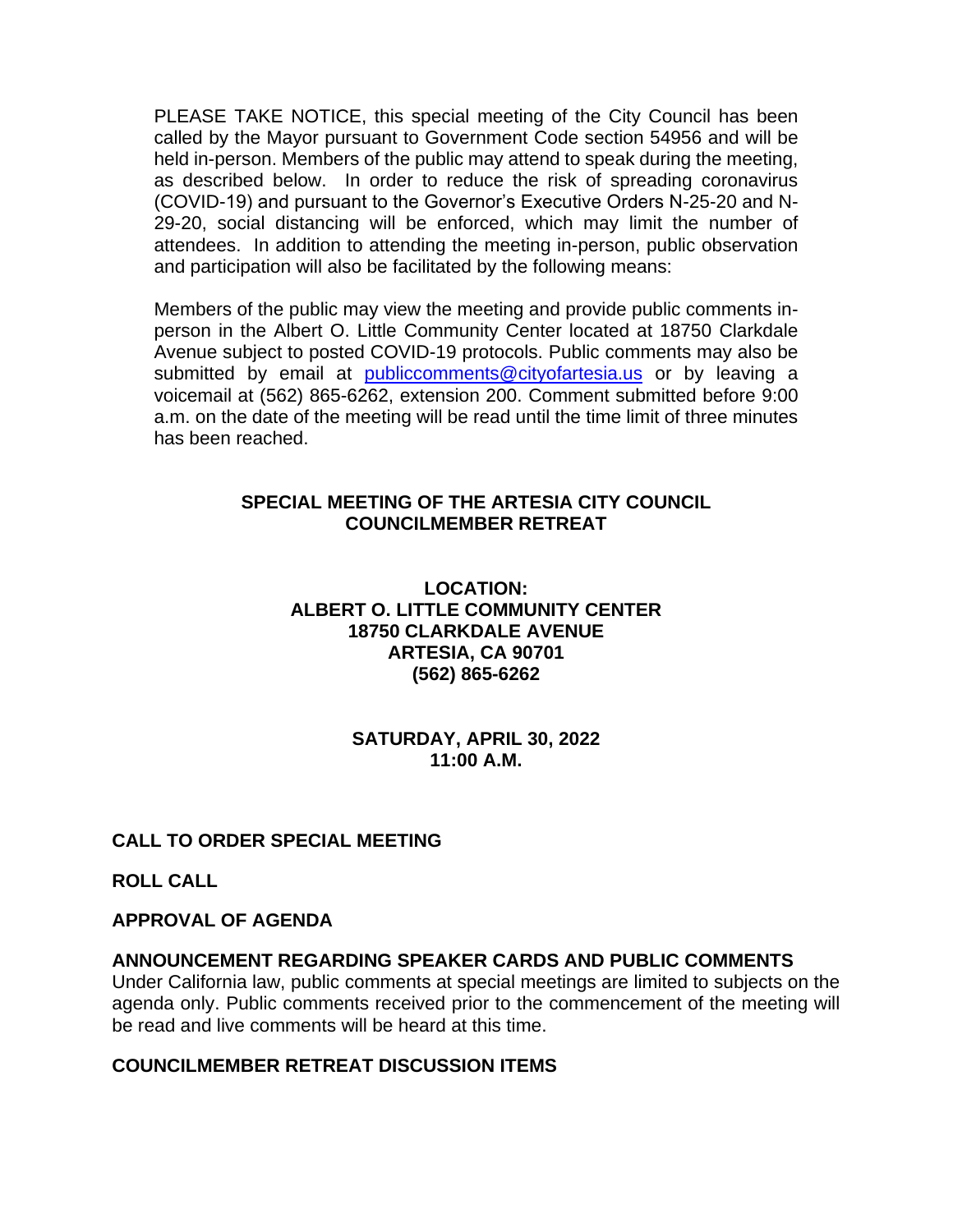PLEASE TAKE NOTICE, this special meeting of the City Council has been called by the Mayor pursuant to Government Code section 54956 and will be held in-person. Members of the public may attend to speak during the meeting, as described below. In order to reduce the risk of spreading coronavirus (COVID-19) and pursuant to the Governor's Executive Orders N-25-20 and N-29-20, social distancing will be enforced, which may limit the number of attendees. In addition to attending the meeting in-person, public observation and participation will also be facilitated by the following means:

Members of the public may view the meeting and provide public comments in-person in the Albert O. Little Community Center located at 18750 Clarkdale Avenue subject to posted COVID-19 protocols. Public comments may also be submitted by email at publiccomments@cityofartesia.us or by leaving a voicemail at (562) 865-6262, extension 200. Comment submitted before 9:00 a.m. on the date of the meeting will be read until the time limit of three minutes has been reached.

**SPECIAL MEETING OF THE ARTESIA CITY COUNCIL**
**COUNCILMEMBER RETREAT**

**LOCATION:**
**ALBERT O. LITTLE COMMUNITY CENTER**
**18750 CLARKDALE AVENUE**
**ARTESIA, CA 90701**
**(562) 865-6262**

**SATURDAY, APRIL 30, 2022**
**11:00 A.M.**

**CALL TO ORDER SPECIAL MEETING**

**ROLL CALL**

**APPROVAL OF AGENDA**

**ANNOUNCEMENT REGARDING SPEAKER CARDS AND PUBLIC COMMENTS**

Under California law, public comments at special meetings are limited to subjects on the agenda only. Public comments received prior to the commencement of the meeting will be read and live comments will be heard at this time.

**COUNCILMEMBER RETREAT DISCUSSION ITEMS**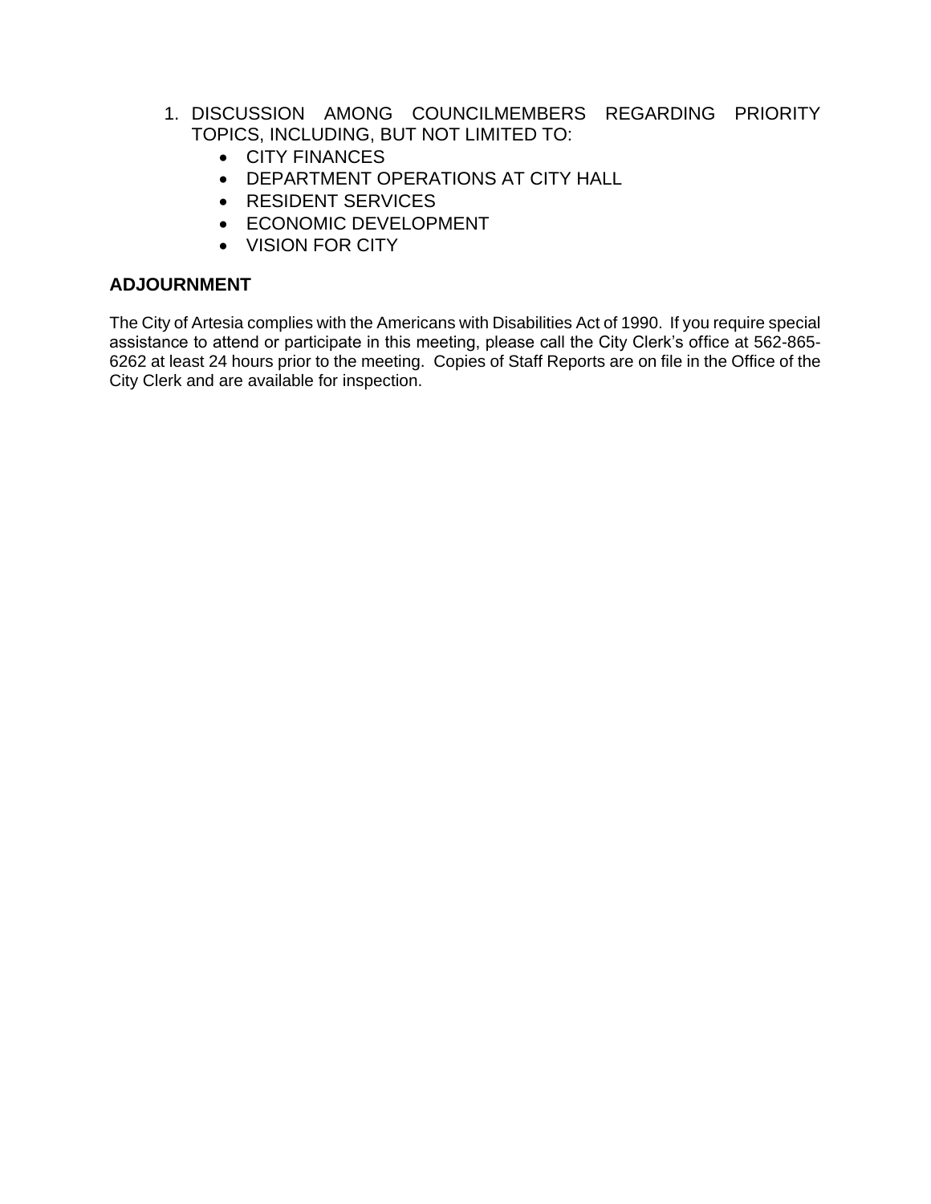1. DISCUSSION AMONG COUNCILMEMBERS REGARDING PRIORITY TOPICS, INCLUDING, BUT NOT LIMITED TO:
   - CITY FINANCES
   - DEPARTMENT OPERATIONS AT CITY HALL
   - RESIDENT SERVICES
   - ECONOMIC DEVELOPMENT
   - VISION FOR CITY

## ADJOURNMENT

The City of Artesia complies with the Americans with Disabilities Act of 1990. If you require special assistance to attend or participate in this meeting, please call the City Clerk's office at 562-865-6262 at least 24 hours prior to the meeting. Copies of Staff Reports are on file in the Office of the City Clerk and are available for inspection.